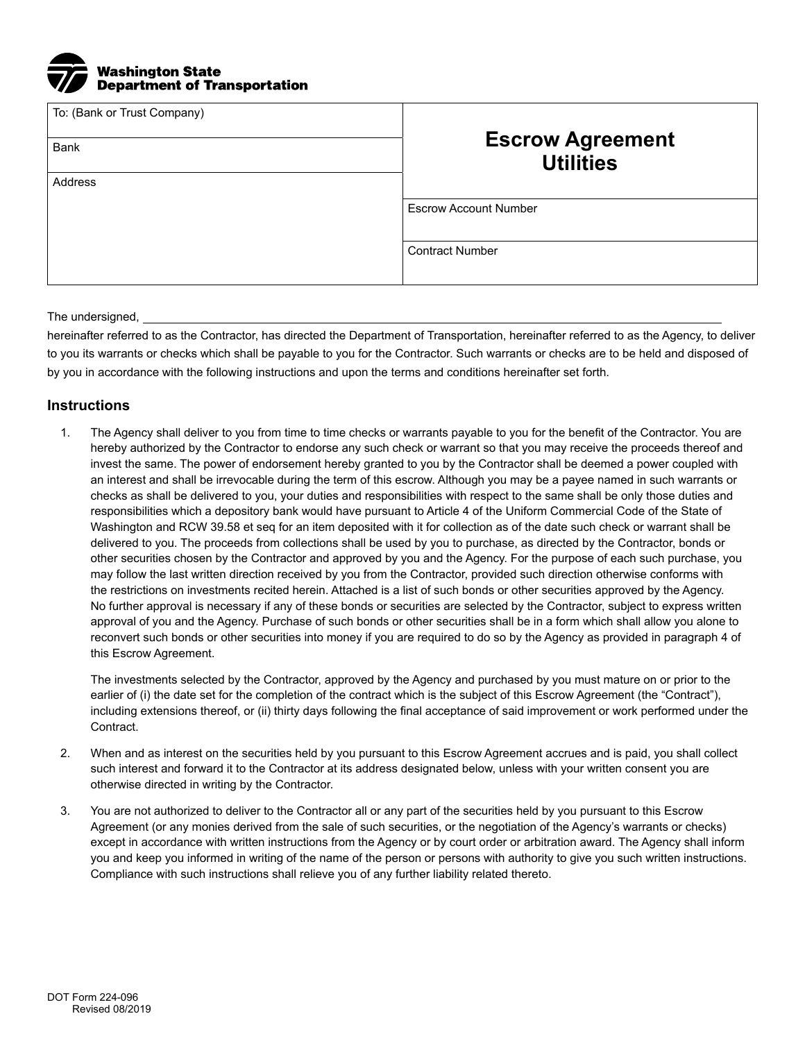**Washington State Department of Transportation**

| To: (Bank or Trust Company) | **Escrow Agreement Utilities** |
| --- | --- |
| Bank | |
| Address | Escrow Account Number |
| | Contract Number |

The undersigned, ______________________________________________________________

hereinafter referred to as the Contractor, has directed the Department of Transportation, hereinafter referred to as the Agency, to deliver to you its warrants or checks which shall be payable to you for the Contractor. Such warrants or checks are to be held and disposed of by you in accordance with the following instructions and upon the terms and conditions hereinafter set forth.

## Instructions

1. The Agency shall deliver to you from time to time checks or warrants payable to you for the benefit of the Contractor. You are hereby authorized by the Contractor to endorse any such check or warrant so that you may receive the proceeds thereof and invest the same. The power of endorsement hereby granted to you by the Contractor shall be deemed a power coupled with an interest and shall be irrevocable during the term of this escrow. Although you may be a payee named in such warrants or checks as shall be delivered to you, your duties and responsibilities with respect to the same shall be only those duties and responsibilities which a depository bank would have pursuant to Article 4 of the Uniform Commercial Code of the State of Washington and RCW 39.58 et seq for an item deposited with it for collection as of the date such check or warrant shall be delivered to you. The proceeds from collections shall be used by you to purchase, as directed by the Contractor, bonds or other securities chosen by the Contractor and approved by you and the Agency. For the purpose of each such purchase, you may follow the last written direction received by you from the Contractor, provided such direction otherwise conforms with the restrictions on investments recited herein. Attached is a list of such bonds or other securities approved by the Agency. No further approval is necessary if any of these bonds or securities are selected by the Contractor, subject to express written approval of you and the Agency. Purchase of such bonds or other securities shall be in a form which shall allow you alone to reconvert such bonds or other securities into money if you are required to do so by the Agency as provided in paragraph 4 of this Escrow Agreement.

   The investments selected by the Contractor, approved by the Agency and purchased by you must mature on or prior to the earlier of (i) the date set for the completion of the contract which is the subject of this Escrow Agreement (the "Contract"), including extensions thereof, or (ii) thirty days following the final acceptance of said improvement or work performed under the Contract.

2. When and as interest on the securities held by you pursuant to this Escrow Agreement accrues and is paid, you shall collect such interest and forward it to the Contractor at its address designated below, unless with your written consent you are otherwise directed in writing by the Contractor.

3. You are not authorized to deliver to the Contractor all or any part of the securities held by you pursuant to this Escrow Agreement (or any monies derived from the sale of such securities, or the negotiation of the Agency's warrants or checks) except in accordance with written instructions from the Agency or by court order or arbitration award. The Agency shall inform you and keep you informed in writing of the name of the person or persons with authority to give you such written instructions. Compliance with such instructions shall relieve you of any further liability related thereto.

DOT Form 224-096
Revised 08/2019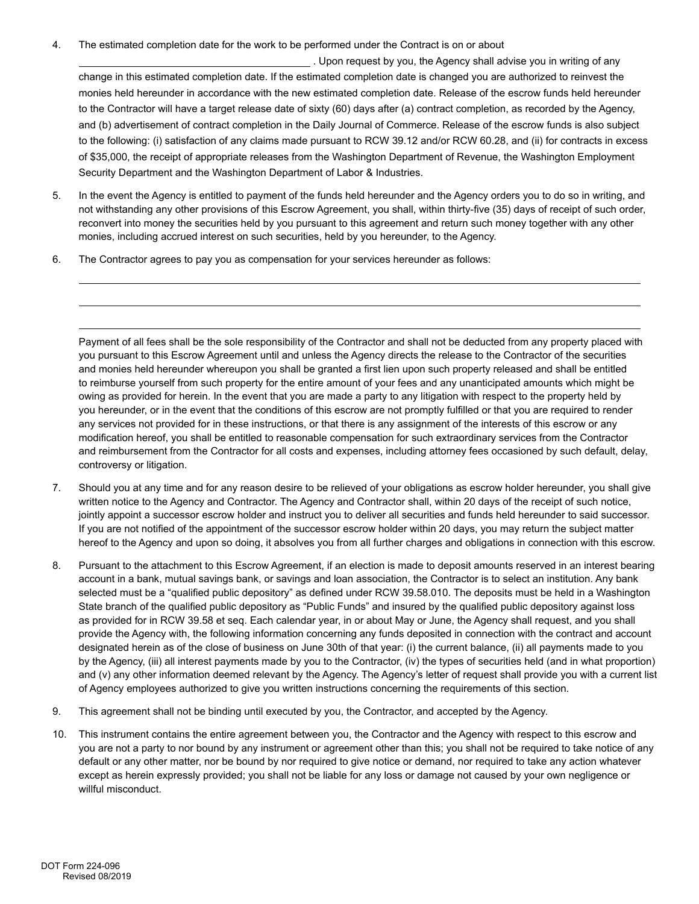4. The estimated completion date for the work to be performed under the Contract is on or about \_\_\_\_\_\_\_\_\_\_\_\_\_\_\_\_\_\_\_\_\_\_\_\_\_\_\_\_\_\_\_\_\_\_\_\_\_\_\_\_ . Upon request by you, the Agency shall advise you in writing of any change in this estimated completion date. If the estimated completion date is changed you are authorized to reinvest the monies held hereunder in accordance with the new estimated completion date. Release of the escrow funds held hereunder to the Contractor will have a target release date of sixty (60) days after (a) contract completion, as recorded by the Agency, and (b) advertisement of contract completion in the Daily Journal of Commerce. Release of the escrow funds is also subject to the following: (i) satisfaction of any claims made pursuant to RCW 39.12 and/or RCW 60.28, and (ii) for contracts in excess of $35,000, the receipt of appropriate releases from the Washington Department of Revenue, the Washington Employment Security Department and the Washington Department of Labor & Industries.

5. In the event the Agency is entitled to payment of the funds held hereunder and the Agency orders you to do so in writing, and not withstanding any other provisions of this Escrow Agreement, you shall, within thirty-five (35) days of receipt of such order, reconvert into money the securities held by you pursuant to this agreement and return such money together with any other monies, including accrued interest on such securities, held by you hereunder, to the Agency.

6. The Contractor agrees to pay you as compensation for your services hereunder as follows:

   \_\_\_\_\_\_\_\_\_\_\_\_\_\_\_\_\_\_\_\_\_\_\_\_\_\_\_\_\_\_\_\_\_\_\_\_\_\_\_\_\_\_\_\_\_\_\_\_\_\_\_\_\_\_\_\_\_\_\_\_\_\_\_\_\_\_\_\_\_\_\_\_\_\_\_\_\_\_

   \_\_\_\_\_\_\_\_\_\_\_\_\_\_\_\_\_\_\_\_\_\_\_\_\_\_\_\_\_\_\_\_\_\_\_\_\_\_\_\_\_\_\_\_\_\_\_\_\_\_\_\_\_\_\_\_\_\_\_\_\_\_\_\_\_\_\_\_\_\_\_\_\_\_\_\_\_\_

   \_\_\_\_\_\_\_\_\_\_\_\_\_\_\_\_\_\_\_\_\_\_\_\_\_\_\_\_\_\_\_\_\_\_\_\_\_\_\_\_\_\_\_\_\_\_\_\_\_\_\_\_\_\_\_\_\_\_\_\_\_\_\_\_\_\_\_\_\_\_\_\_\_\_\_\_\_\_

   Payment of all fees shall be the sole responsibility of the Contractor and shall not be deducted from any property placed with you pursuant to this Escrow Agreement until and unless the Agency directs the release to the Contractor of the securities and monies held hereunder whereupon you shall be granted a first lien upon such property released and shall be entitled to reimburse yourself from such property for the entire amount of your fees and any unanticipated amounts which might be owing as provided for herein. In the event that you are made a party to any litigation with respect to the property held by you hereunder, or in the event that the conditions of this escrow are not promptly fulfilled or that you are required to render any services not provided for in these instructions, or that there is any assignment of the interests of this escrow or any modification hereof, you shall be entitled to reasonable compensation for such extraordinary services from the Contractor and reimbursement from the Contractor for all costs and expenses, including attorney fees occasioned by such default, delay, controversy or litigation.

7. Should you at any time and for any reason desire to be relieved of your obligations as escrow holder hereunder, you shall give written notice to the Agency and Contractor. The Agency and Contractor shall, within 20 days of the receipt of such notice, jointly appoint a successor escrow holder and instruct you to deliver all securities and funds held hereunder to said successor. If you are not notified of the appointment of the successor escrow holder within 20 days, you may return the subject matter hereof to the Agency and upon so doing, it absolves you from all further charges and obligations in connection with this escrow.

8. Pursuant to the attachment to this Escrow Agreement, if an election is made to deposit amounts reserved in an interest bearing account in a bank, mutual savings bank, or savings and loan association, the Contractor is to select an institution. Any bank selected must be a "qualified public depository" as defined under RCW 39.58.010. The deposits must be held in a Washington State branch of the qualified public depository as "Public Funds" and insured by the qualified public depository against loss as provided for in RCW 39.58 et seq. Each calendar year, in or about May or June, the Agency shall request, and you shall provide the Agency with, the following information concerning any funds deposited in connection with the contract and account designated herein as of the close of business on June 30th of that year: (i) the current balance, (ii) all payments made to you by the Agency, (iii) all interest payments made by you to the Contractor, (iv) the types of securities held (and in what proportion) and (v) any other information deemed relevant by the Agency. The Agency's letter of request shall provide you with a current list of Agency employees authorized to give you written instructions concerning the requirements of this section.

9. This agreement shall not be binding until executed by you, the Contractor, and accepted by the Agency.

10. This instrument contains the entire agreement between you, the Contractor and the Agency with respect to this escrow and you are not a party to nor bound by any instrument or agreement other than this; you shall not be required to take notice of any default or any other matter, nor be bound by nor required to give notice or demand, nor required to take any action whatever except as herein expressly provided; you shall not be liable for any loss or damage not caused by your own negligence or willful misconduct.

DOT Form 224-096
Revised 08/2019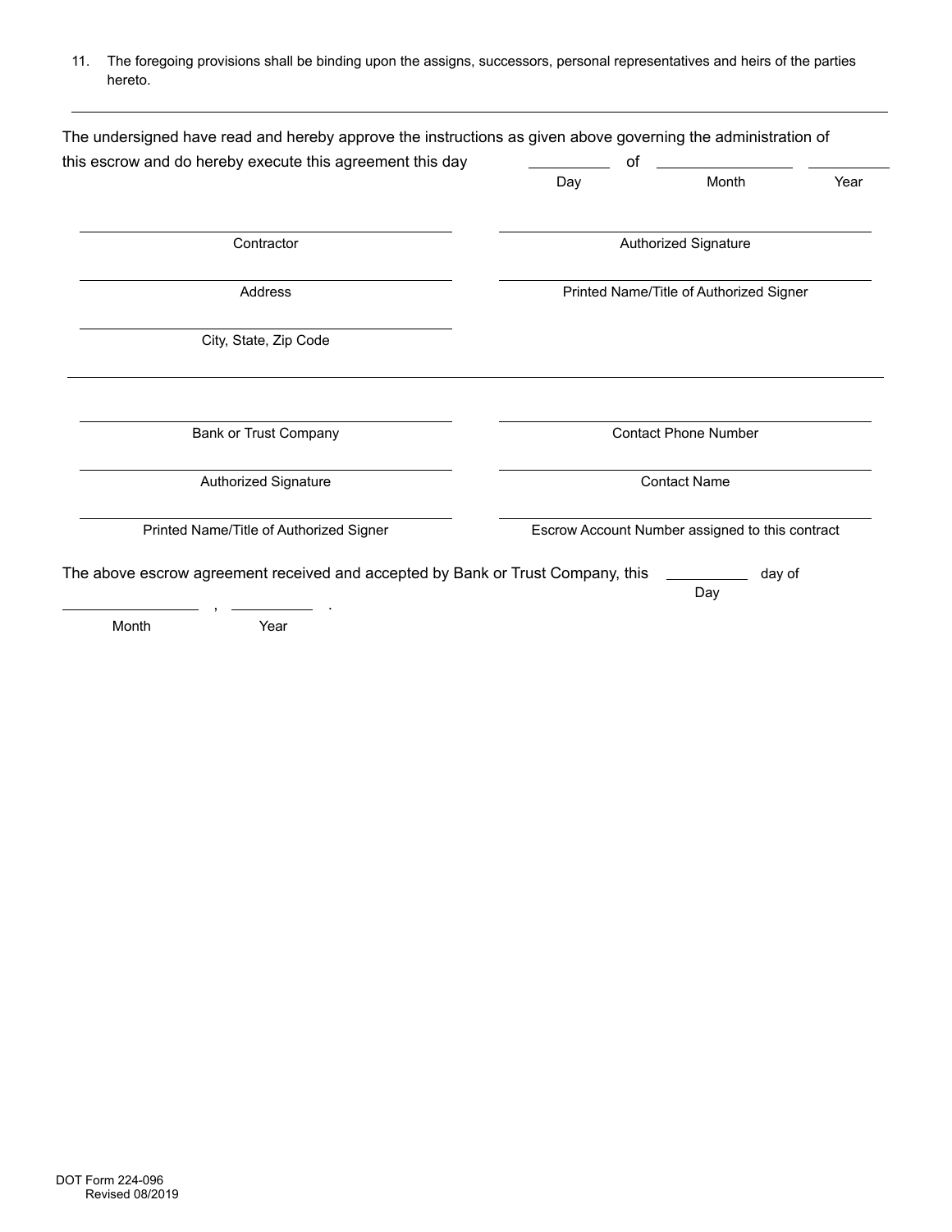11. The foregoing provisions shall be binding upon the assigns, successors, personal representatives and heirs of the parties hereto.

---

The undersigned have read and hereby approve the instructions as given above governing the administration of this escrow and do hereby execute this agreement this day \_\_\_\_\_\_\_\_\_\_ of \_\_\_\_\_\_\_\_\_\_\_\_\_\_\_\_\_\_ \_\_\_\_\_\_\_\_\_\_

Day Month Year

| | |
|---|---|
| \_\_\_\_\_\_\_\_\_\_\_\_\_\_\_\_\_\_\_\_\_\_\_\_\_\_\_\_\_\_ | \_\_\_\_\_\_\_\_\_\_\_\_\_\_\_\_\_\_\_\_\_\_\_\_\_\_\_\_\_\_ |
| Contractor | Authorized Signature |
| \_\_\_\_\_\_\_\_\_\_\_\_\_\_\_\_\_\_\_\_\_\_\_\_\_\_\_\_\_\_ | \_\_\_\_\_\_\_\_\_\_\_\_\_\_\_\_\_\_\_\_\_\_\_\_\_\_\_\_\_\_ |
| Address | Printed Name/Title of Authorized Signer |
| \_\_\_\_\_\_\_\_\_\_\_\_\_\_\_\_\_\_\_\_\_\_\_\_\_\_\_\_\_\_ | |
| City, State, Zip Code | |

---

| | |
|---|---|
| \_\_\_\_\_\_\_\_\_\_\_\_\_\_\_\_\_\_\_\_\_\_\_\_\_\_\_\_\_\_ | \_\_\_\_\_\_\_\_\_\_\_\_\_\_\_\_\_\_\_\_\_\_\_\_\_\_\_\_\_\_ |
| Bank or Trust Company | Contact Phone Number |
| \_\_\_\_\_\_\_\_\_\_\_\_\_\_\_\_\_\_\_\_\_\_\_\_\_\_\_\_\_\_ | \_\_\_\_\_\_\_\_\_\_\_\_\_\_\_\_\_\_\_\_\_\_\_\_\_\_\_\_\_\_ |
| Authorized Signature | Contact Name |
| \_\_\_\_\_\_\_\_\_\_\_\_\_\_\_\_\_\_\_\_\_\_\_\_\_\_\_\_\_\_ | \_\_\_\_\_\_\_\_\_\_\_\_\_\_\_\_\_\_\_\_\_\_\_\_\_\_\_\_\_\_ |
| Printed Name/Title of Authorized Signer | Escrow Account Number assigned to this contract |

The above escrow agreement received and accepted by Bank or Trust Company, this \_\_\_\_\_\_\_\_\_\_ day of

Day

\_\_\_\_\_\_\_\_\_\_\_\_\_\_\_\_ , \_\_\_\_\_\_\_\_\_\_ .

Month Year

DOT Form 224-096
Revised 08/2019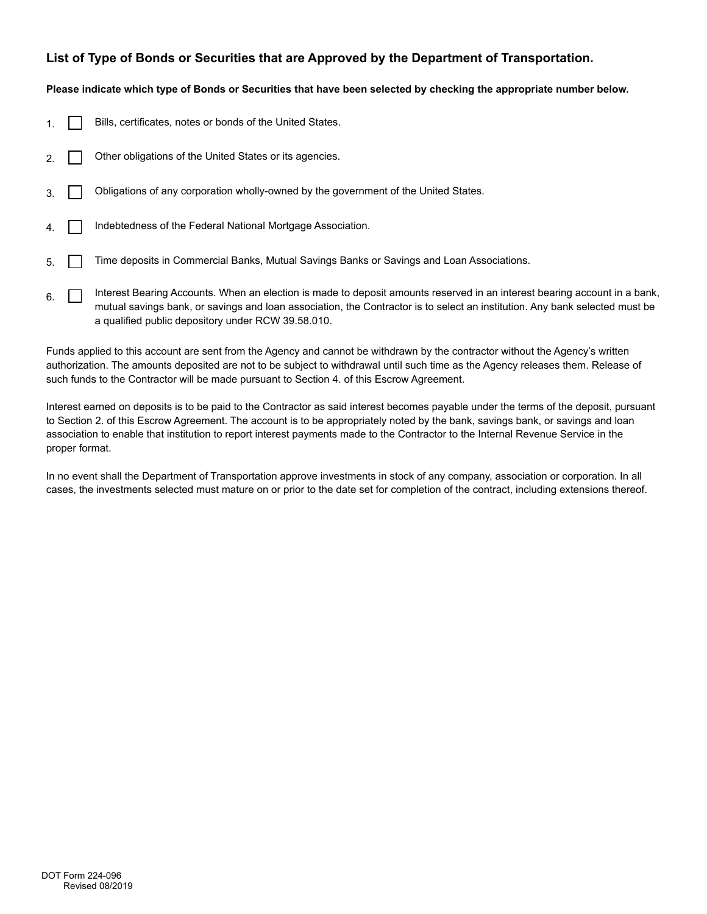## List of Type of Bonds or Securities that are Approved by the Department of Transportation.

**Please indicate which type of Bonds or Securities that have been selected by checking the appropriate number below.**

1. ☐ Bills, certificates, notes or bonds of the United States.
2. ☐ Other obligations of the United States or its agencies.
3. ☐ Obligations of any corporation wholly-owned by the government of the United States.
4. ☐ Indebtedness of the Federal National Mortgage Association.
5. ☐ Time deposits in Commercial Banks, Mutual Savings Banks or Savings and Loan Associations.
6. ☐ Interest Bearing Accounts. When an election is made to deposit amounts reserved in an interest bearing account in a bank, mutual savings bank, or savings and loan association, the Contractor is to select an institution. Any bank selected must be a qualified public depository under RCW 39.58.010.

Funds applied to this account are sent from the Agency and cannot be withdrawn by the contractor without the Agency's written authorization. The amounts deposited are not to be subject to withdrawal until such time as the Agency releases them. Release of such funds to the Contractor will be made pursuant to Section 4. of this Escrow Agreement.

Interest earned on deposits is to be paid to the Contractor as said interest becomes payable under the terms of the deposit, pursuant to Section 2. of this Escrow Agreement. The account is to be appropriately noted by the bank, savings bank, or savings and loan association to enable that institution to report interest payments made to the Contractor to the Internal Revenue Service in the proper format.

In no event shall the Department of Transportation approve investments in stock of any company, association or corporation. In all cases, the investments selected must mature on or prior to the date set for completion of the contract, including extensions thereof.

DOT Form 224-096
Revised 08/2019